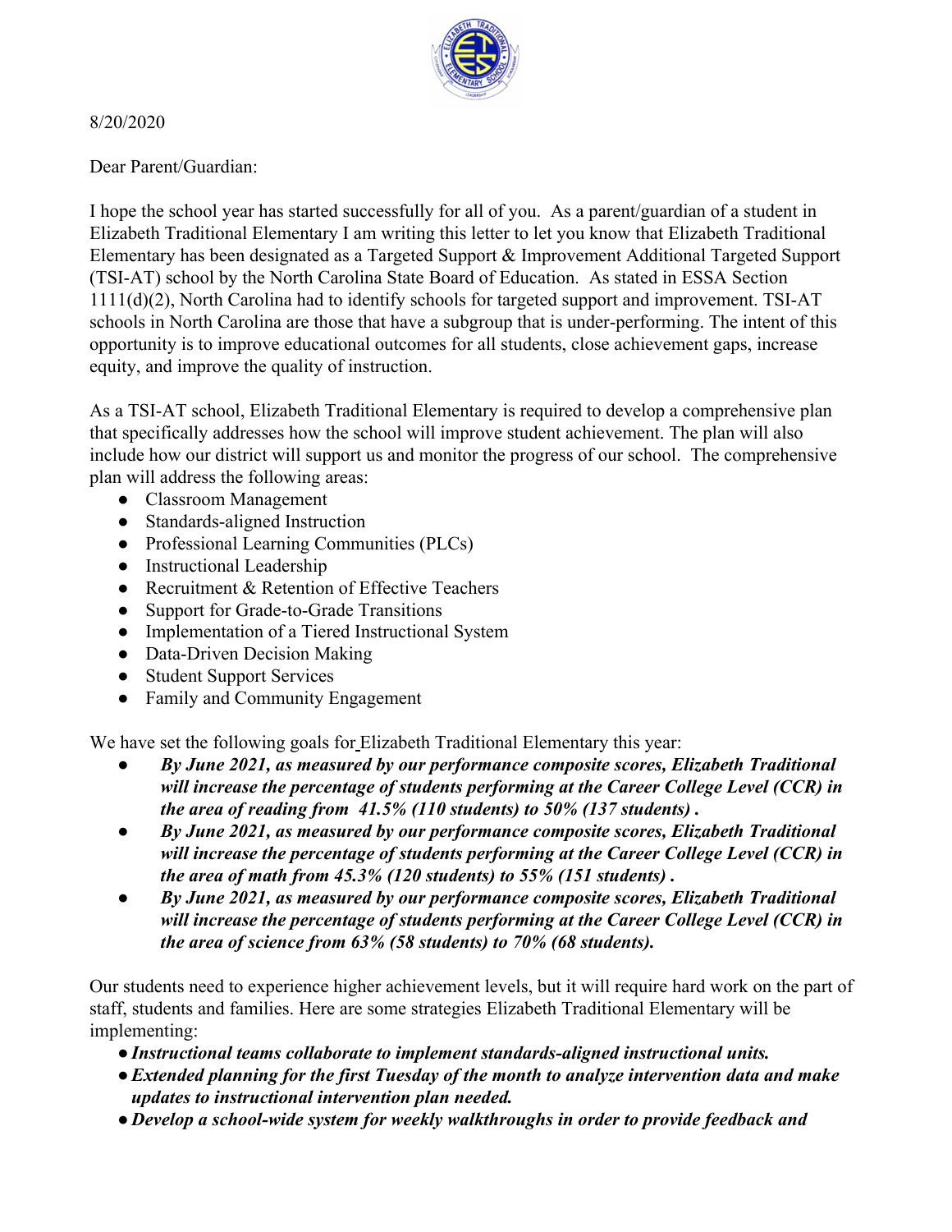8/20/2020

Dear Parent/Guardian:

I hope the school year has started successfully for all of you. As a parent/guardian of a student in Elizabeth Traditional Elementary I am writing this letter to let you know that Elizabeth Traditional Elementary has been designated as a Targeted Support & Improvement Additional Targeted Support (TSI-AT) school by the North Carolina State Board of Education. As stated in ESSA Section 1111(d)(2), North Carolina had to identify schools for targeted support and improvement. TSI-AT schools in North Carolina are those that have a subgroup that is under-performing. The intent of this opportunity is to improve educational outcomes for all students, close achievement gaps, increase equity, and improve the quality of instruction.

As a TSI-AT school, Elizabeth Traditional Elementary is required to develop a comprehensive plan that specifically addresses how the school will improve student achievement. The plan will also include how our district will support us and monitor the progress of our school. The comprehensive plan will address the following areas:

- Classroom Management
- Standards-aligned Instruction
- Professional Learning Communities (PLCs)
- Instructional Leadership
- Recruitment & Retention of Effective Teachers
- Support for Grade-to-Grade Transitions
- Implementation of a Tiered Instructional System
- Data-Driven Decision Making
- Student Support Services
- Family and Community Engagement

We have set the following goals for Elizabeth Traditional Elementary this year:

- ***By June 2021, as measured by our performance composite scores, Elizabeth Traditional will increase the percentage of students performing at the Career College Level (CCR) in the area of reading from 41.5% (110 students) to 50% (137 students) .***
- ***By June 2021, as measured by our performance composite scores, Elizabeth Traditional will increase the percentage of students performing at the Career College Level (CCR) in the area of math from 45.3% (120 students) to 55% (151 students) .***
- ***By June 2021, as measured by our performance composite scores, Elizabeth Traditional will increase the percentage of students performing at the Career College Level (CCR) in the area of science from 63% (58 students) to 70% (68 students).***

Our students need to experience higher achievement levels, but it will require hard work on the part of staff, students and families. Here are some strategies Elizabeth Traditional Elementary will be implementing:

- ***Instructional teams collaborate to implement standards-aligned instructional units.***
- ***Extended planning for the first Tuesday of the month to analyze intervention data and make updates to instructional intervention plan needed.***
- ***Develop a school-wide system for weekly walkthroughs in order to provide feedback and***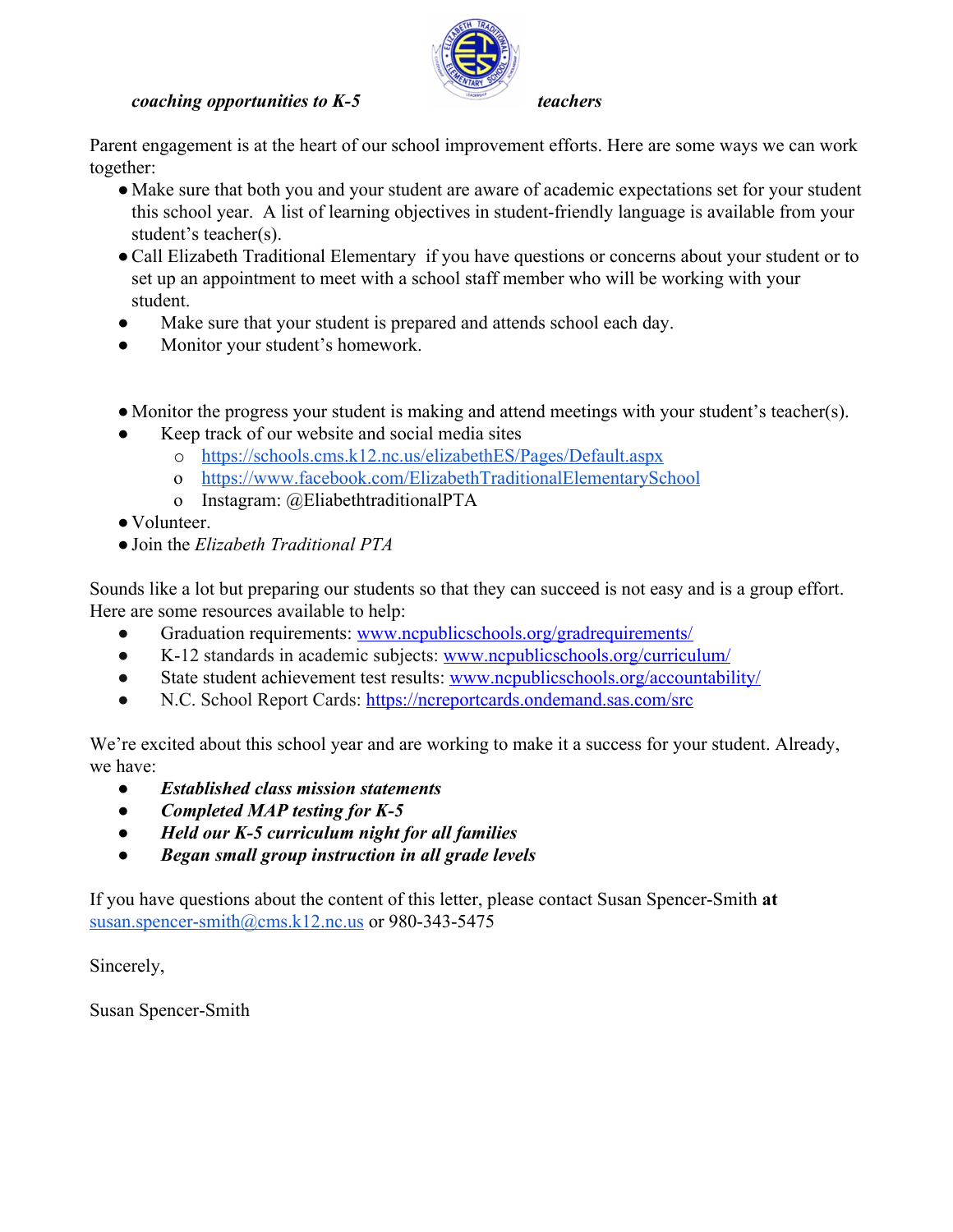*coaching opportunities to K-5* *teachers*

Parent engagement is at the heart of our school improvement efforts. Here are some ways we can work together:

- Make sure that both you and your student are aware of academic expectations set for your student this school year. A list of learning objectives in student-friendly language is available from your student's teacher(s).
- Call Elizabeth Traditional Elementary if you have questions or concerns about your student or to set up an appointment to meet with a school staff member who will be working with your student.
- Make sure that your student is prepared and attends school each day.
- Monitor your student's homework.

- Monitor the progress your student is making and attend meetings with your student's teacher(s).
- Keep track of our website and social media sites
  - https://schools.cms.k12.nc.us/elizabethES/Pages/Default.aspx
  - https://www.facebook.com/ElizabethTraditionalElementarySchool
  - Instagram: @EliabethtraditionalPTA
- Volunteer.
- Join the *Elizabeth Traditional PTA*

Sounds like a lot but preparing our students so that they can succeed is not easy and is a group effort. Here are some resources available to help:

- Graduation requirements: www.ncpublicschools.org/gradrequirements/
- K-12 standards in academic subjects: www.ncpublicschools.org/curriculum/
- State student achievement test results: www.ncpublicschools.org/accountability/
- N.C. School Report Cards: https://ncreportcards.ondemand.sas.com/src

We're excited about this school year and are working to make it a success for your student. Already, we have:

- ***Established class mission statements***
- ***Completed MAP testing for K-5***
- ***Held our K-5 curriculum night for all families***
- ***Began small group instruction in all grade levels***

If you have questions about the content of this letter, please contact Susan Spencer-Smith **at** susan.spencer-smith@cms.k12.nc.us or 980-343-5475

Sincerely,

Susan Spencer-Smith